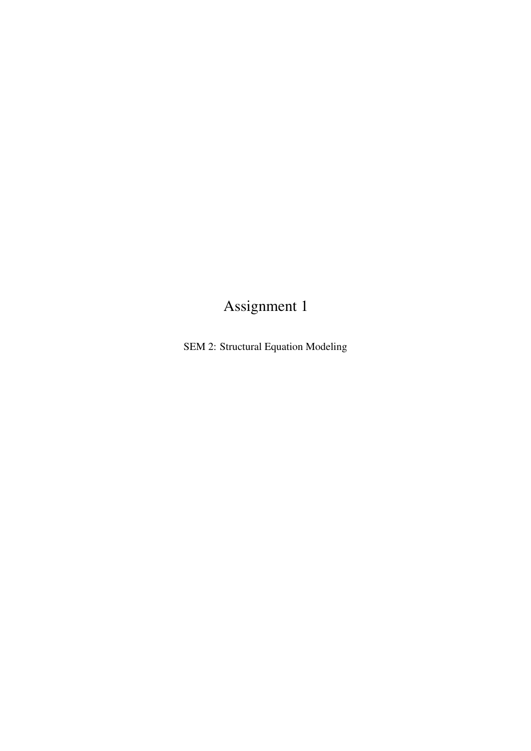# Assignment 1

SEM 2: Structural Equation Modeling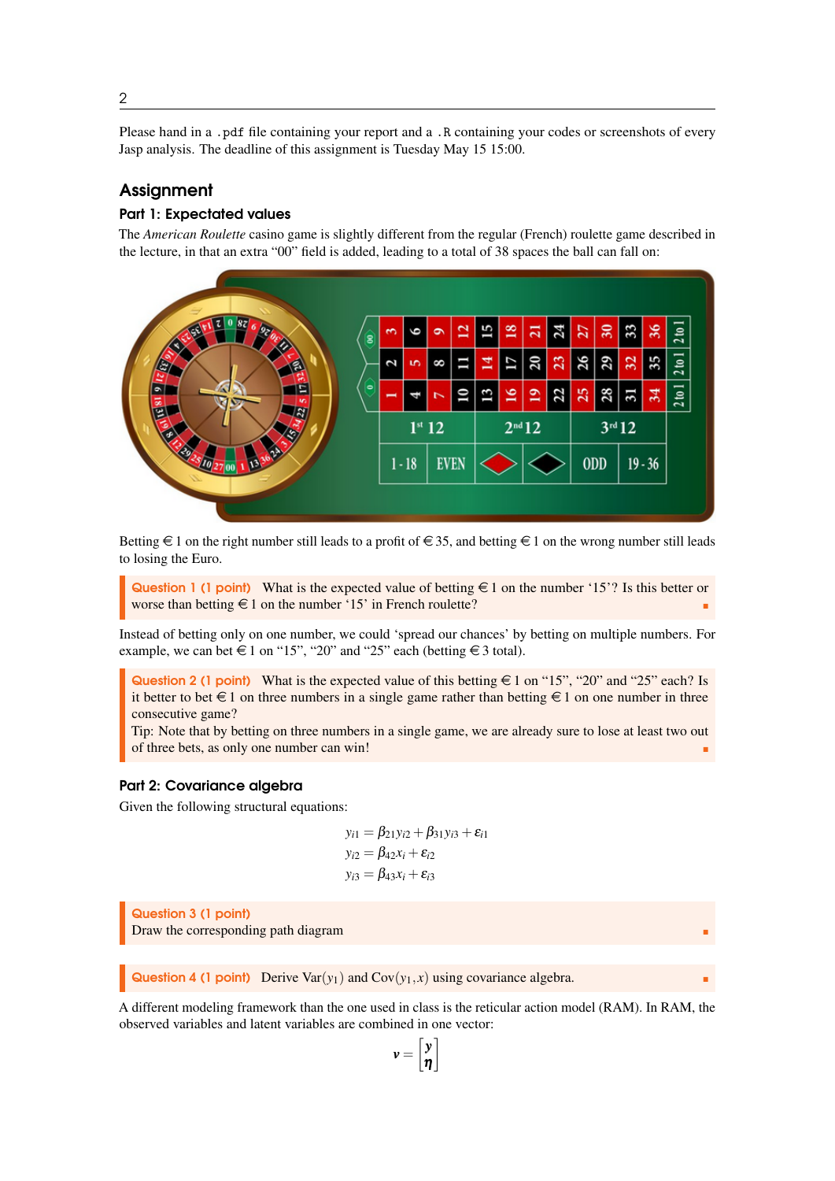Please hand in a `.pdf` file containing your report and a `.R` containing your codes or screenshots of every Jasp analysis. The deadline of this assignment is Tuesday May 15 15:00.

## Assignment

### Part 1: Expectated values

The *American Roulette* casino game is slightly different from the regular (French) roulette game described in the lecture, in that an extra "00" field is added, leading to a total of 38 spaces the ball can fall on:

Betting €1 on the right number still leads to a profit of €35, and betting €1 on the wrong number still leads to losing the Euro.

> **Question 1 (1 point)** What is the expected value of betting €1 on the number '15'? Is this better or worse than betting €1 on the number '15' in French roulette?

Instead of betting only on one number, we could 'spread our chances' by betting on multiple numbers. For example, we can bet €1 on "15", "20" and "25" each (betting €3 total).

> **Question 2 (1 point)** What is the expected value of this betting €1 on "15", "20" and "25" each? Is it better to bet €1 on three numbers in a single game rather than betting €1 on one number in three consecutive game?
> Tip: Note that by betting on three numbers in a single game, we are already sure to lose at least two out of three bets, as only one number can win!

### Part 2: Covariance algebra

Given the following structural equations:

$$
\begin{aligned}
y_{i1} &= \beta_{21} y_{i2} + \beta_{31} y_{i3} + \varepsilon_{i1} \\
y_{i2} &= \beta_{42} x_i + \varepsilon_{i2} \\
y_{i3} &= \beta_{43} x_i + \varepsilon_{i3}
\end{aligned}
$$

> **Question 3 (1 point)**
> Draw the corresponding path diagram

> **Question 4 (1 point)** Derive $\mathrm{Var}(y_1)$ and $\mathrm{Cov}(y_1, x)$ using covariance algebra.

A different modeling framework than the one used in class is the reticular action model (RAM). In RAM, the observed variables and latent variables are combined in one vector:

$$
\boldsymbol{v} = \begin{bmatrix} \boldsymbol{y} \\ \boldsymbol{\eta} \end{bmatrix}
$$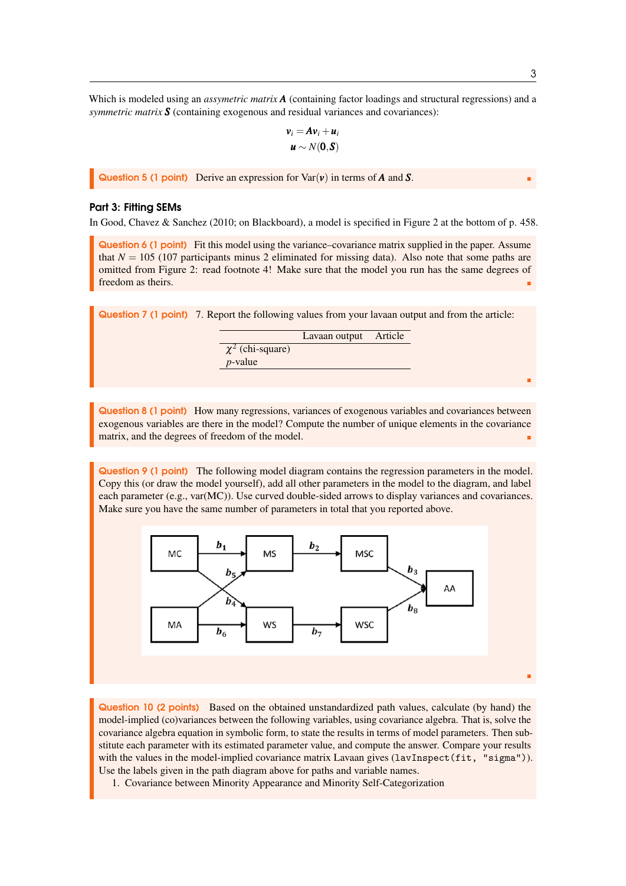Which is modeled using an *assymetric matrix* $\boldsymbol{A}$ (containing factor loadings and structural regressions) and a *symmetric matrix* $\boldsymbol{S}$ (containing exogenous and residual variances and covariances):

$$\boldsymbol{v}_i = \boldsymbol{A}\boldsymbol{v}_i + \boldsymbol{u}_i$$

$$\boldsymbol{u} \sim N(\boldsymbol{0}, \boldsymbol{S})$$

**Question 5 (1 point)** Derive an expression for $\text{Var}(\boldsymbol{v})$ in terms of $\boldsymbol{A}$ and $\boldsymbol{S}$.

### Part 3: Fitting SEMs

In Good, Chavez & Sanchez (2010; on Blackboard), a model is specified in Figure 2 at the bottom of p. 458.

**Question 6 (1 point)** Fit this model using the variance–covariance matrix supplied in the paper. Assume that $N = 105$ (107 participants minus 2 eliminated for missing data). Also note that some paths are omitted from Figure 2: read footnote 4! Make sure that the model you run has the same degrees of freedom as theirs.

**Question 7 (1 point)** 7. Report the following values from your lavaan output and from the article:

| | Lavaan output | Article |
|---|---|---|
| $\chi^2$ (chi-square) | | |
| $p$-value | | |

**Question 8 (1 point)** How many regressions, variances of exogenous variables and covariances between exogenous variables are there in the model? Compute the number of unique elements in the covariance matrix, and the degrees of freedom of the model.

**Question 9 (1 point)** The following model diagram contains the regression parameters in the model. Copy this (or draw the model yourself), add all other parameters in the model to the diagram, and label each parameter (e.g., var(MC)). Use curved double-sided arrows to display variances and covariances. Make sure you have the same number of parameters in total that you reported above.

MC —$b_1$→ MS; MS —$b_2$→ MSC; MSC —$b_3$→ AA; MC —$b_4$→ WS; MA —$b_5$→ MS; MA —$b_6$→ WS; WS —$b_7$→ WSC; WSC —$b_8$→ AA

**Question 10 (2 points)** Based on the obtained unstandardized path values, calculate (by hand) the model-implied (co)variances between the following variables, using covariance algebra. That is, solve the covariance algebra equation in symbolic form, to state the results in terms of model parameters. Then substitute each parameter with its estimated parameter value, and compute the answer. Compare your results with the values in the model-implied covariance matrix Lavaan gives (`lavInspect(fit, "sigma")`). Use the labels given in the path diagram above for paths and variable names.

1. Covariance between Minority Appearance and Minority Self-Categorization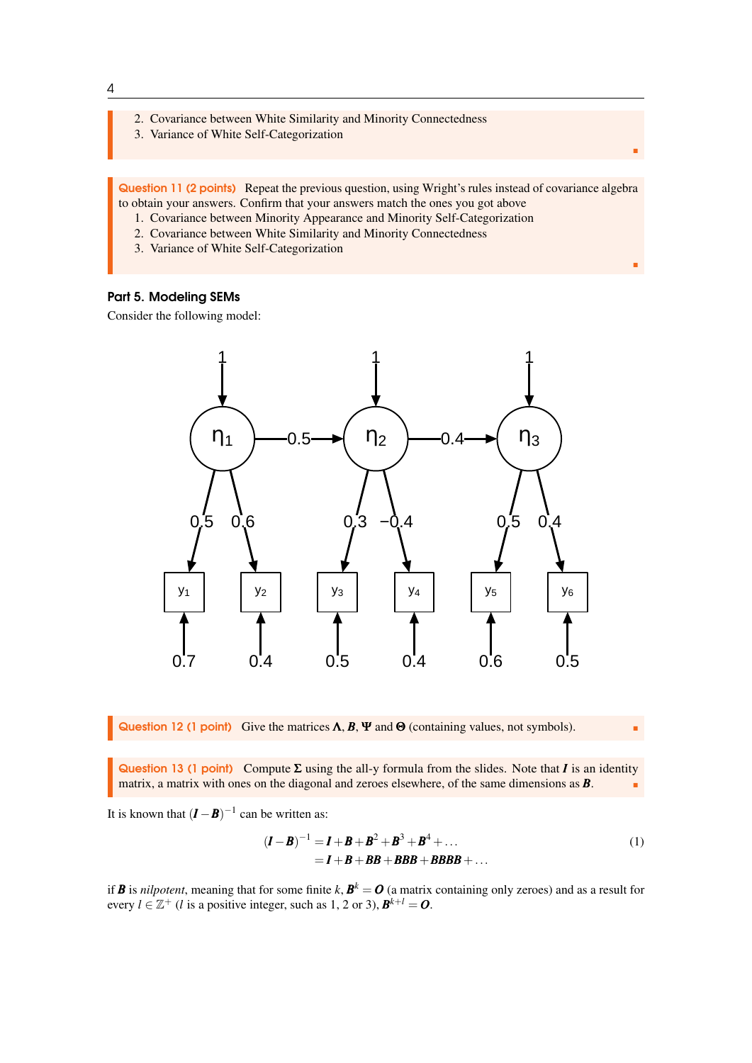2. Covariance between White Similarity and Minority Connectedness
3. Variance of White Self-Categorization

**Question 11 (2 points)** Repeat the previous question, using Wright's rules instead of covariance algebra to obtain your answers. Confirm that your answers match the ones you got above

1. Covariance between Minority Appearance and Minority Self-Categorization
2. Covariance between White Similarity and Minority Connectedness
3. Variance of White Self-Categorization

### Part 5. Modeling SEMs

Consider the following model:

**Question 12 (1 point)** Give the matrices $\boldsymbol{\Lambda}$, $\boldsymbol{B}$, $\boldsymbol{\Psi}$ and $\boldsymbol{\Theta}$ (containing values, not symbols).

**Question 13 (1 point)** Compute $\boldsymbol{\Sigma}$ using the all-y formula from the slides. Note that $\boldsymbol{I}$ is an identity matrix, a matrix with ones on the diagonal and zeroes elsewhere, of the same dimensions as $\boldsymbol{B}$.

It is known that $(\boldsymbol{I}-\boldsymbol{B})^{-1}$ can be written as:

$$
\begin{aligned}
(\boldsymbol{I}-\boldsymbol{B})^{-1} &= \boldsymbol{I}+\boldsymbol{B}+\boldsymbol{B}^2+\boldsymbol{B}^3+\boldsymbol{B}^4+\dots \\
&= \boldsymbol{I}+\boldsymbol{B}+\boldsymbol{B}\boldsymbol{B}+\boldsymbol{B}\boldsymbol{B}\boldsymbol{B}+\boldsymbol{B}\boldsymbol{B}\boldsymbol{B}\boldsymbol{B}+\dots
\end{aligned} \tag{1}
$$

if $\boldsymbol{B}$ is *nilpotent*, meaning that for some finite $k$, $\boldsymbol{B}^k = \boldsymbol{O}$ (a matrix containing only zeroes) and as a result for every $l \in \mathbb{Z}^+$ ($l$ is a positive integer, such as 1, 2 or 3), $\boldsymbol{B}^{k+l} = \boldsymbol{O}$.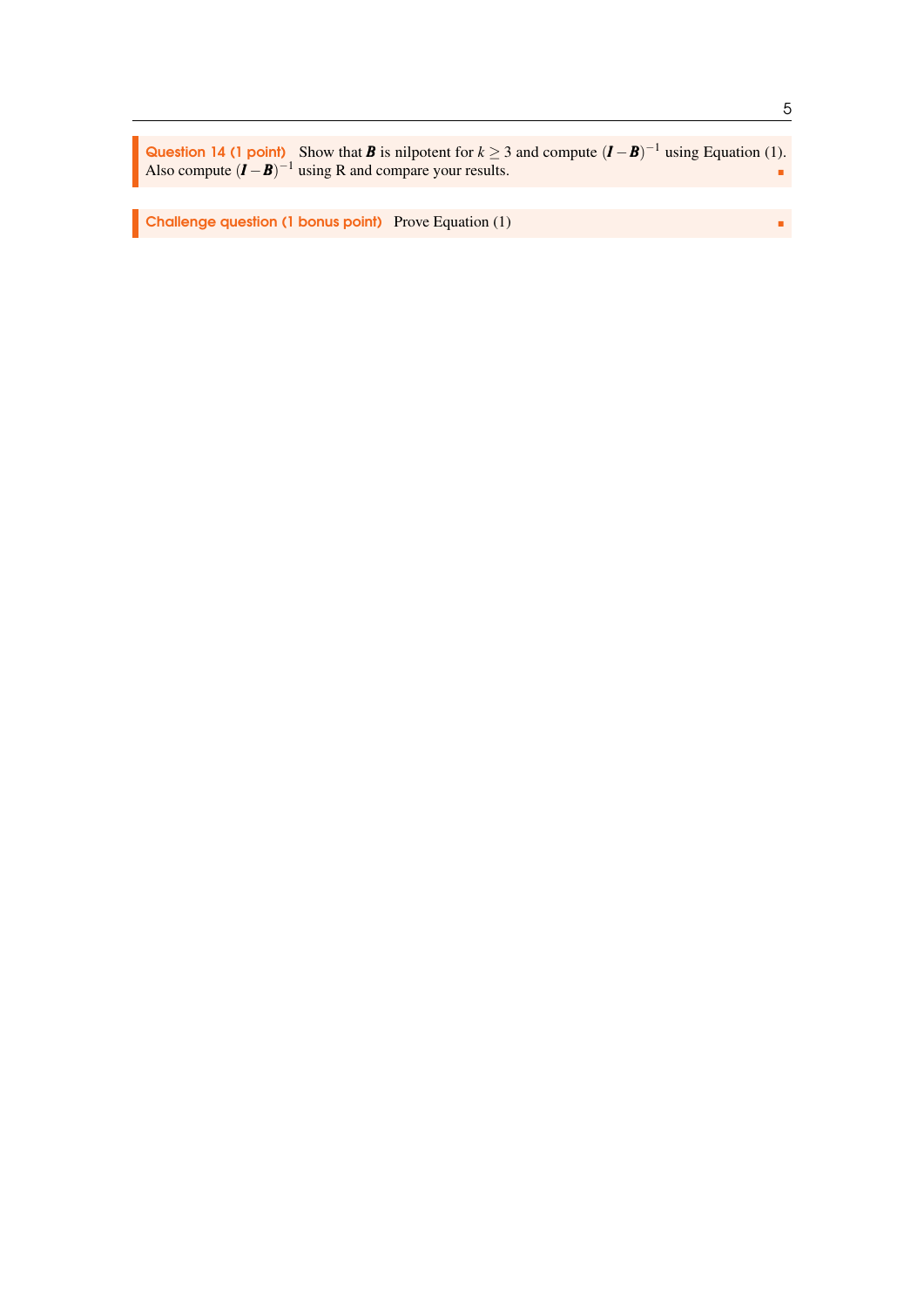**Question 14 (1 point)** Show that $\boldsymbol{B}$ is nilpotent for $k \geq 3$ and compute $(\boldsymbol{I} - \boldsymbol{B})^{-1}$ using Equation (1). Also compute $(\boldsymbol{I} - \boldsymbol{B})^{-1}$ using R and compare your results.

**Challenge question (1 bonus point)** Prove Equation (1)